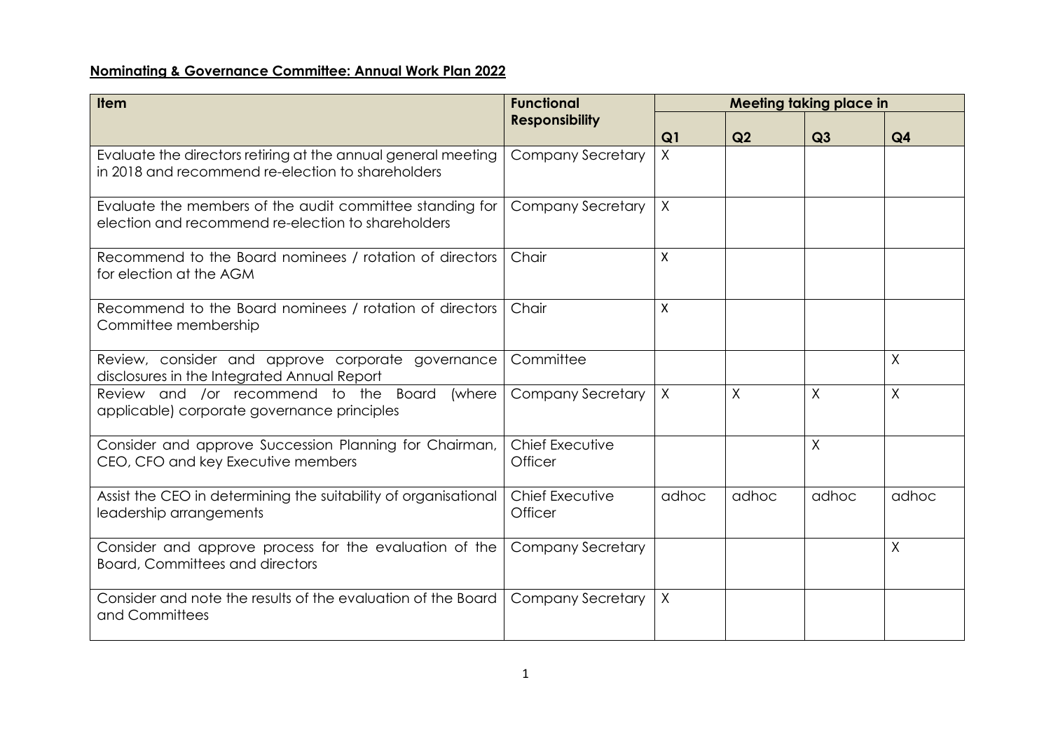**Nominating & Governance Committee: Annual Work Plan 2022**

| Item | Functional Responsibility | Meeting taking place in | | | |
|---|---|---|---|---|---|
| | | Q1 | Q2 | Q3 | Q4 |
| Evaluate the directors retiring at the annual general meeting in 2018 and recommend re-election to shareholders | Company Secretary | X | | | |
| Evaluate the members of the audit committee standing for election and recommend re-election to shareholders | Company Secretary | X | | | |
| Recommend to the Board nominees / rotation of directors for election at the AGM | Chair | X | | | |
| Recommend to the Board nominees / rotation of directors Committee membership | Chair | X | | | |
| Review, consider and approve corporate governance disclosures in the Integrated Annual Report | Committee | | | | X |
| Review and /or recommend to the Board (where applicable) corporate governance principles | Company Secretary | X | X | X | X |
| Consider and approve Succession Planning for Chairman, CEO, CFO and key Executive members | Chief Executive Officer | | | X | |
| Assist the CEO in determining the suitability of organisational leadership arrangements | Chief Executive Officer | adhoc | adhoc | adhoc | adhoc |
| Consider and approve process for the evaluation of the Board, Committees and directors | Company Secretary | | | | X |
| Consider and note the results of the evaluation of the Board and Committees | Company Secretary | X | | | |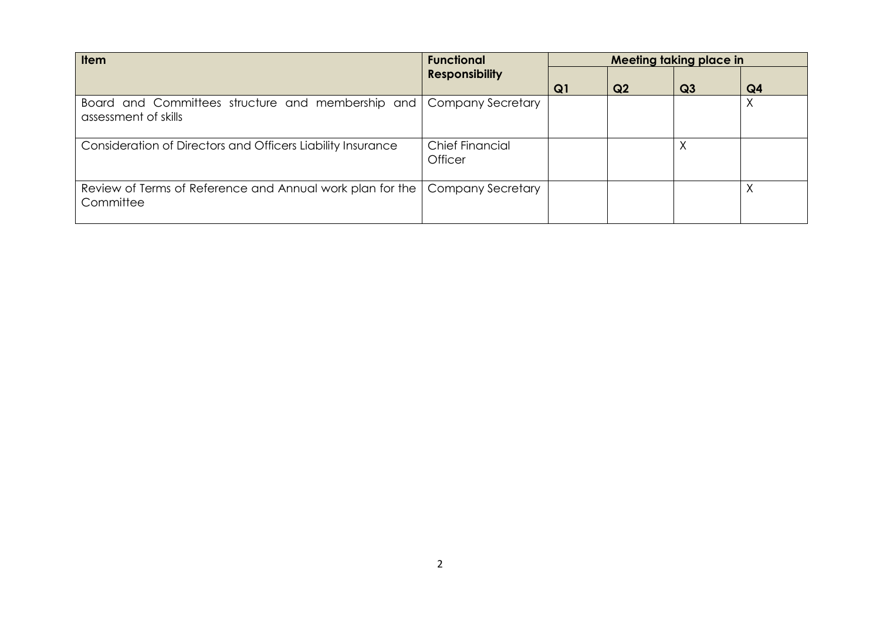| Item | Functional Responsibility | Meeting taking place in | | | |
|---|---|---|---|---|---|
| | | Q1 | Q2 | Q3 | Q4 |
| Board and Committees structure and membership and assessment of skills | Company Secretary | | | | X |
| Consideration of Directors and Officers Liability Insurance | Chief Financial Officer | | | X | |
| Review of Terms of Reference and Annual work plan for the Committee | Company Secretary | | | | X |